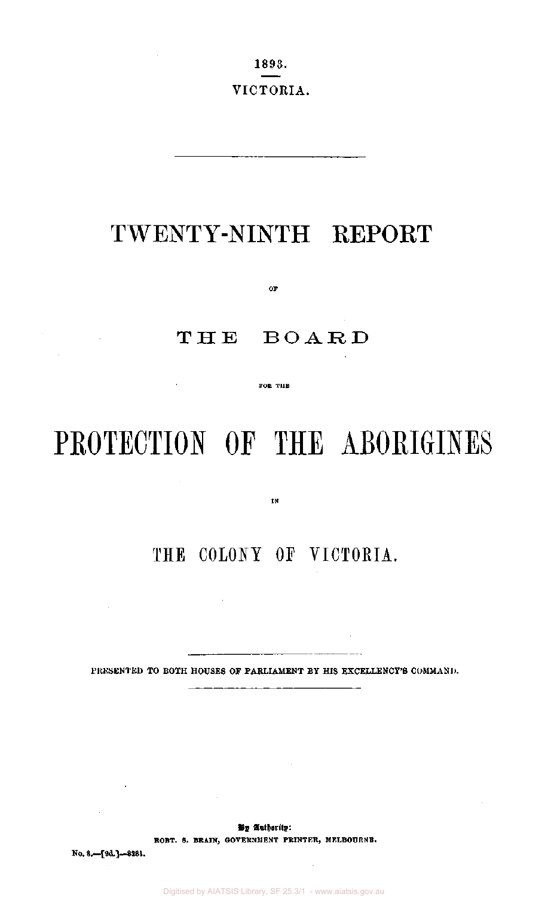1893.

VICTORIA.

---

# TWENTY-NINTH REPORT

OF

# THE BOARD

FOR THE

# PROTECTION OF THE ABORIGINES

IN

# THE COLONY OF VICTORIA.

---

PRESENTED TO BOTH HOUSES OF PARLIAMENT BY HIS EXCELLENCY'S COMMAND.

---

By Authority:

ROBT. S. BRAIN, GOVERNMENT PRINTER, MELBOURNE.

No. 8.—[9d.]—8281.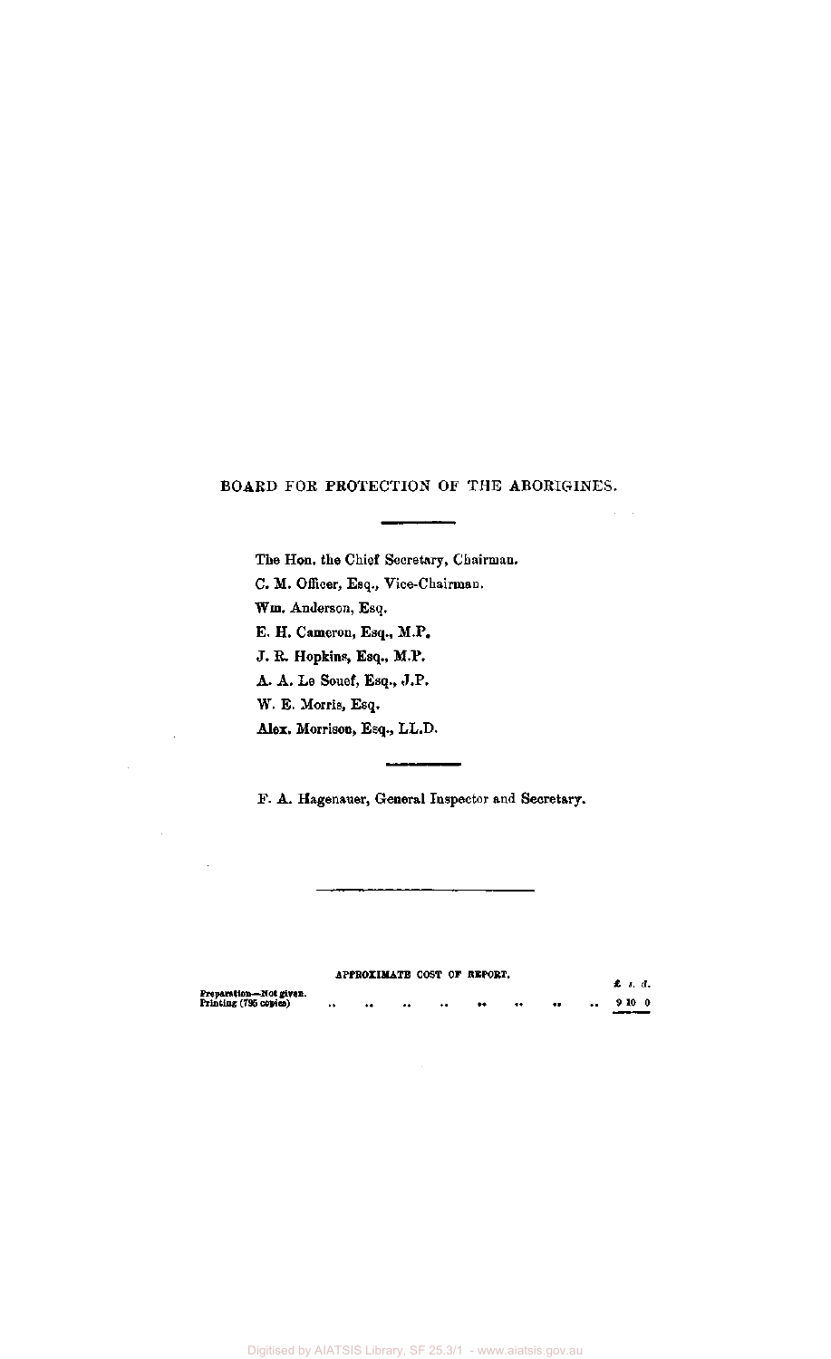## BOARD FOR PROTECTION OF THE ABORIGINES.

The Hon. the Chief Secretary, Chairman.

C. M. Officer, Esq., Vice-Chairman.

Wm. Anderson, Esq.

E. H. Cameron, Esq., M.P.

J. R. Hopkins, Esq., M.P.

A. A. Le Souef, Esq., J.P.

W. E. Morris, Esq.

Alex. Morrison, Esq., LL.D.

F. A. Hagenauer, General Inspector and Secretary.

APPROXIMATE COST OF REPORT.

| | £ s. d. |
|---|---|
| Preparation—Not given. | |
| Printing (795 copies) .. .. .. .. .. .. .. .. | 9 10 0 |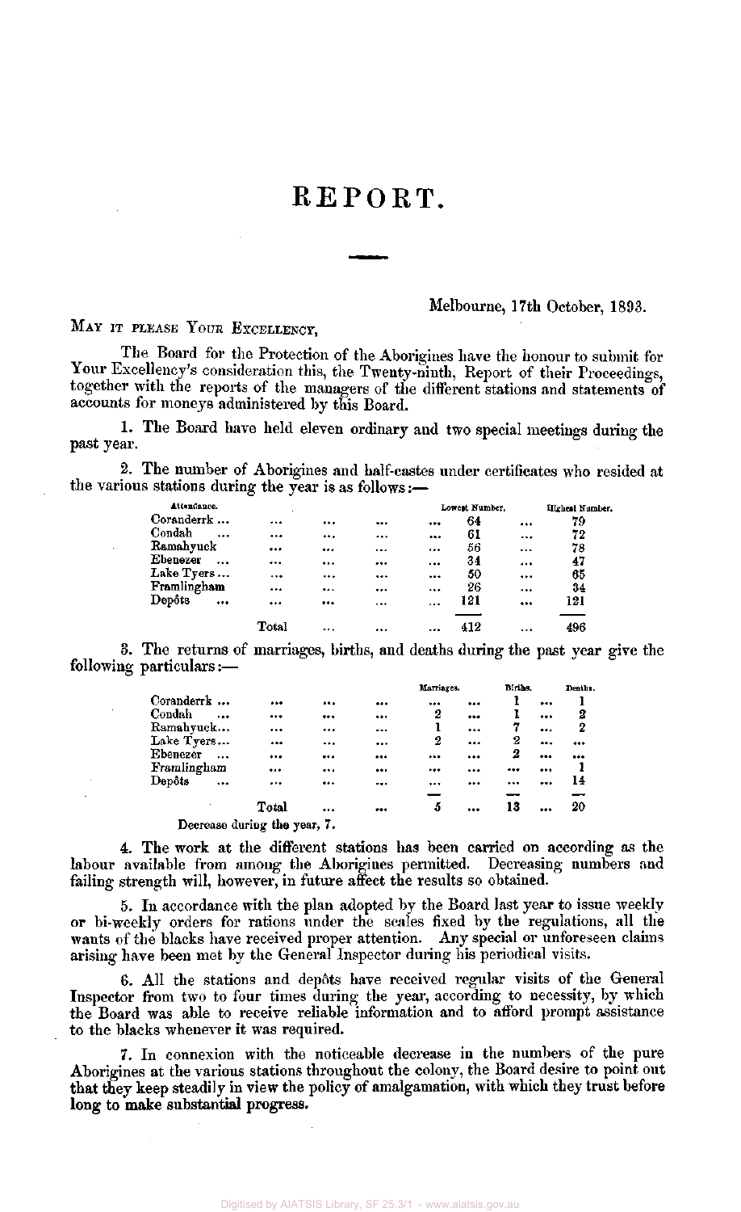# REPORT.

Melbourne, 17th October, 1893.

MAY IT PLEASE YOUR EXCELLENCY,

The Board for the Protection of the Aborigines have the honour to submit for Your Excellency's consideration this, the Twenty-ninth, Report of their Proceedings, together with the reports of the managers of the different stations and statements of accounts for moneys administered by this Board.

1. The Board have held eleven ordinary and two special meetings during the past year.

2. The number of Aborigines and half-castes under certificates who resided at the various stations during the year is as follows:—

| Attendance. | Lowest Number. | Highest Number. |
|---|---|---|
| Coranderrk ... | 64 | 79 |
| Condah ... | 61 | 72 |
| Ramahyuck | 56 | 78 |
| Ebenezer ... | 34 | 47 |
| Lake Tyers ... | 50 | 65 |
| Framlingham | 26 | 34 |
| Depôts ... | 121 | 121 |
| Total | 412 | 496 |

3. The returns of marriages, births, and deaths during the past year give the following particulars:—

| | Marriages. | Births. | Deaths. |
|---|---|---|---|
| Coranderrk ... | ... | 1 | 1 |
| Condah ... | 2 | 1 | 2 |
| Ramahyuck... | 1 | 7 | 2 |
| Lake Tyers... | 2 | 2 | ... |
| Ebenezer ... | ... | 2 | ... |
| Framlingham | ... | ... | 1 |
| Depôts ... | ... | ... | 14 |
| Total | 5 | 13 | 20 |

Decrease during the year, 7.

4. The work at the different stations has been carried on according as the labour available from among the Aborigines permitted. Decreasing numbers and failing strength will, however, in future affect the results so obtained.

5. In accordance with the plan adopted by the Board last year to issue weekly or bi-weekly orders for rations under the scales fixed by the regulations, all the wants of the blacks have received proper attention. Any special or unforeseen claims arising have been met by the General Inspector during his periodical visits.

6. All the stations and depôts have received regular visits of the General Inspector from two to four times during the year, according to necessity, by which the Board was able to receive reliable information and to afford prompt assistance to the blacks whenever it was required.

7. In connexion with the noticeable decrease in the numbers of the pure Aborigines at the various stations throughout the colony, the Board desire to point out that they keep steadily in view the policy of amalgamation, with which they trust before long to make substantial progress.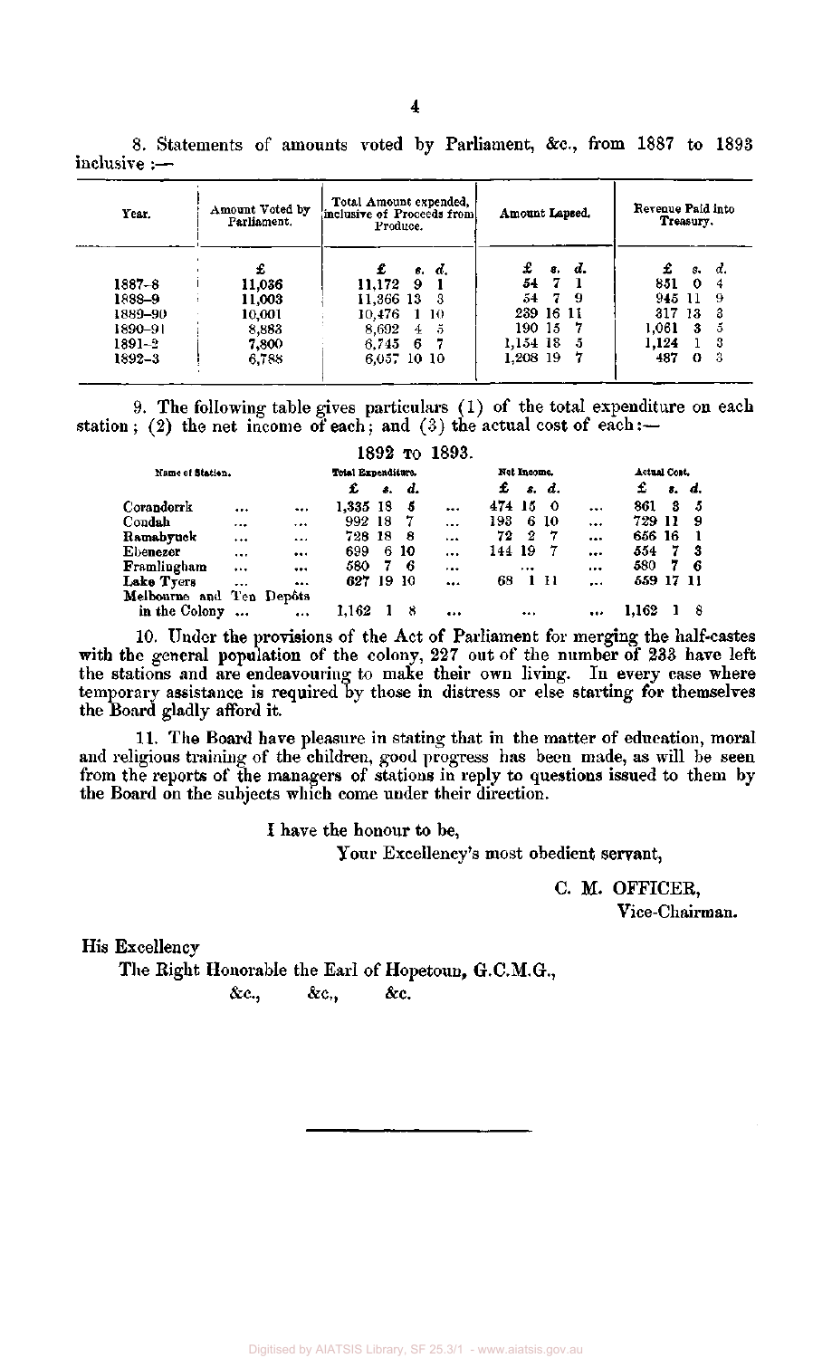8. Statements of amounts voted by Parliament, &c., from 1887 to 1893 inclusive :—

| Year. | Amount Voted by Parliament. | Total Amount expended, inclusive of Proceeds from Produce. | Amount Lapsed. | Revenue Paid into Treasury. |
|---|---|---|---|---|
| | £ | £ s. d. | £ s. d. | £ s. d. |
| 1887-8 | 11,036 | 11,172 9 1 | 54 7 1 | 851 0 4 |
| 1888-9 | 11,003 | 11,366 13 3 | 54 7 9 | 945 11 9 |
| 1889-90 | 10,001 | 10,476 1 10 | 239 16 11 | 317 13 3 |
| 1890-91 | 8,883 | 8,692 4 5 | 190 15 7 | 1,061 3 5 |
| 1891-2 | 7,800 | 6,745 6 7 | 1,154 18 5 | 1,124 1 3 |
| 1892-3 | 6,788 | 6,057 10 10 | 1,208 19 7 | 487 0 3 |

9. The following table gives particulars (1) of the total expenditure on each station; (2) the net income of each; and (3) the actual cost of each:—

1892 TO 1893.

| Name of Station. | Total Expenditure. | Net Income. | Actual Cost. |
|---|---|---|---|
| | £ s. d. | £ s. d. | £ s. d. |
| Coranderrk | 1,335 18 5 | 474 15 0 | 861 3 5 |
| Condah | 992 18 7 | 193 6 10 | 729 11 9 |
| Ramahyuck | 728 18 8 | 72 2 7 | 656 16 1 |
| Ebenezer | 699 6 10 | 144 19 7 | 554 7 3 |
| Framlingham | 580 7 6 | ... | 580 7 6 |
| Lake Tyers | 627 19 10 | 68 1 11 | 559 17 11 |
| Melbourne and Ten Depôts in the Colony | 1,162 1 8 | ... | 1,162 1 8 |

10. Under the provisions of the Act of Parliament for merging the half-castes with the general population of the colony, 227 out of the number of 233 have left the stations and are endeavouring to make their own living. In every case where temporary assistance is required by those in distress or else starting for themselves the Board gladly afford it.

11. The Board have pleasure in stating that in the matter of education, moral and religious training of the children, good progress has been made, as will be seen from the reports of the managers of stations in reply to questions issued to them by the Board on the subjects which come under their direction.

I have the honour to be,

Your Excellency's most obedient servant,

C. M. OFFICER,

Vice-Chairman.

His Excellency

The Right Honorable the Earl of Hopetoun, G.C.M.G.,

&c., &c., &c.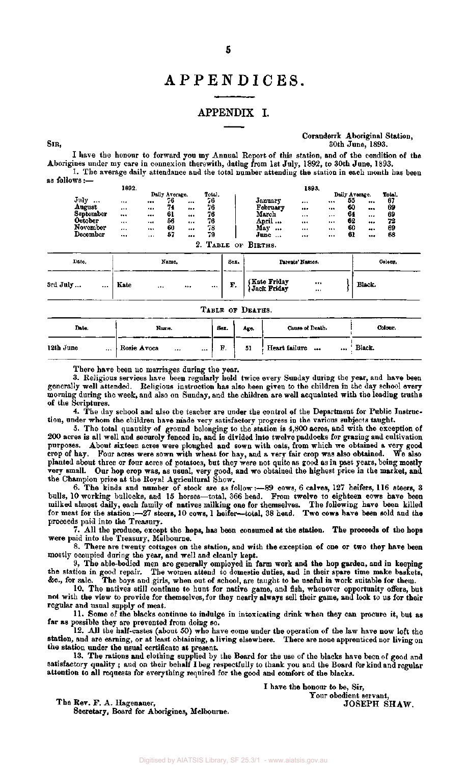# APPENDICES.

## APPENDIX I.

Coranderrk Aboriginal Station,
30th June, 1893.

SIR,

I have the honour to forward you my Annual Report of this station, and of the condition of the Aborigines under my care in connexion therewith, dating from 1st July, 1892, to 30th June, 1893.

1. The average daily attendance and the total number attending the station in each month has been as follows:—

| 1892. | Daily Average. | Total. | 1893. | Daily Average. | Total. |
|---|---|---|---|---|---|
| July ... | 76 | 76 | January | 55 | 67 |
| August | 74 | 76 | February | 60 | 69 |
| September | 61 | 76 | March | 64 | 69 |
| October | 56 | 76 | April ... | 62 | 72 |
| November | 60 | 78 | May ... | 60 | 69 |
| December | 57 | 79 | June ... | 61 | 68 |

2. TABLE OF BIRTHS.

| Date. | Name. | Sex. | Parents' Names. | Colour. |
|---|---|---|---|---|
| 3rd July ... | Kate | F. | Kate Friday / Jack Friday | Black. |

TABLE OF DEATHS.

| Date. | Name. | Sex. | Age. | Cause of Death. | Colour. |
|---|---|---|---|---|---|
| 12th June | Rosie Avoca | F. | 51 | Heart failure | Black. |

There have been no marriages during the year.

3. Religious services have been regularly held twice every Sunday during the year, and have been generally well attended. Religious instruction has also been given to the children in the day school every morning during the week, and also on Sunday, and the children are well acquainted with the leading truths of the Scriptures.

4. The day school and also the teacher are under the control of the Department for Public Instruction, under whom the children have made very satisfactory progress in the various subjects taught.

5. The total quantity of ground belonging to the station is 4,800 acres, and with the exception of 200 acres is all well and securely fenced in, and is divided into twelve paddocks for grazing and cultivation purposes. About sixteen acres were ploughed and sown with oats, from which we obtained a very good crop of hay. Four acres were sown with wheat for hay, and a very fair crop was also obtained. We also planted about three or four acres of potatoes, but they were not quite as good as in past years, being mostly very small. Our hop crop was, as usual, very good, and we obtained the highest price in the market, and the Champion prize at the Royal Agricultural Show.

6. The kinds and number of stock are as follow:—89 cows, 6 calves, 127 heifers, 116 steers, 3 bulls, 10 working bullocks, and 15 horses—total, 366 head. From twelve to eighteen cows have been milked almost daily, each family of natives milking one for themselves. The following have been killed for meat for the station:—27 steers, 10 cows, 1 heifer—total, 38 head. Two cows have been sold and the proceeds paid into the Treasury.

7. All the produce, except the hops, has been consumed at the station. The proceeds of the hops were paid into the Treasury, Melbourne.

8. There are twenty cottages on the station, and with the exception of one or two they have been mostly occupied during the year, and well and cleanly kept.

9. The able-bodied men are generally employed in farm work and the hop garden, and in keeping the station in good repair. The women attend to domestic duties, and in their spare time make baskets, &c., for sale. The boys and girls, when out of school, are taught to be useful in work suitable for them.

10. The natives still continue to hunt for native game, and fish, whenever opportunity offers, but not with the view to provide for themselves, for they nearly always sell their game, and look to us for their regular and usual supply of meat.

11. Some of the blacks continue to indulge in intoxicating drink when they can procure it, but as far as possible they are prevented from doing so.

12. All the half-castes (about 50) who have come under the operation of the law have now left the station, and are earning, or at least obtaining, a living elsewhere. There are none apprenticed nor living on the station under the usual certificate at present.

13. The rations and clothing supplied by the Board for the use of the blacks have been of good and satisfactory quality; and on their behalf I beg respectfully to thank you and the Board for kind and regular attention to all requests for everything required for the good and comfort of the blacks.

I have the honour to be, Sir,
Your obedient servant,
JOSEPH SHAW.

The Rev. F. A. Hagenauer,
Secretary, Board for Aborigines, Melbourne.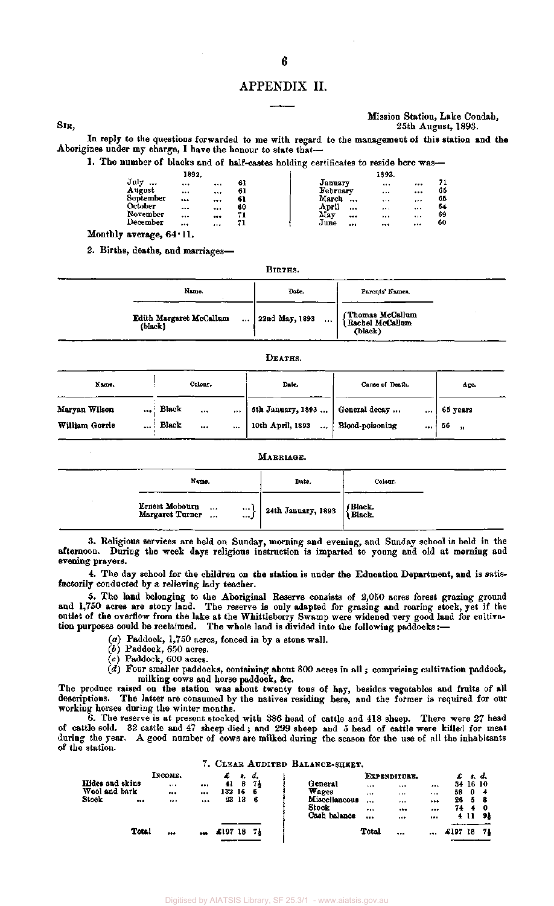# APPENDIX II.

Mission Station, Lake Condah,
25th August, 1893.

SIR,

In reply to the questions forwarded to me with regard to the management of this station and the Aborigines under my charge, I have the honour to state that—

1. The number of blacks and of half-castes holding certificates to reside here was—

| 1892. | | 1893. | |
|---|---|---|---|
| July ... | 61 | January ... | 71 |
| August ... | 61 | February ... | 65 |
| September ... | 61 | March ... | 65 |
| October ... | 60 | April ... | 64 |
| November ... | 71 | May ... | 69 |
| December ... | 71 | June ... | 60 |

Monthly average, 64·11.

2. Births, deaths, and marriages—

BIRTHS.

| Name. | Date. | Parents' Names. |
|---|---|---|
| Edith Margaret McCallum (black) ... | 22nd May, 1893 ... | Thomas McCallum, Rachel McCallum (black) |

DEATHS.

| Name. | Colour. | Date. | Cause of Death. | Age. |
|---|---|---|---|---|
| Maryan Wilson ... | Black ... | 5th January, 1893 ... | General decay ... | 65 years |
| William Gorrie ... | Black ... | 10th April, 1893 ... | Blood-poisoning ... | 56 " |

MARRIAGE.

| Name. | Date. | Colour. |
|---|---|---|
| Ernest Mobourn ... | 24th January, 1893 | Black. |
| Margaret Turner ... | | Black. |

3. Religious services are held on Sunday, morning and evening, and Sunday school is held in the afternoon. During the week days religious instruction is imparted to young and old at morning and evening prayers.

4. The day school for the children on the station is under the Education Department, and is satisfactorily conducted by a relieving lady teacher.

5. The land belonging to the Aboriginal Reserve consists of 2,050 acres forest grazing ground and 1,750 acres are stony land. The reserve is only adapted for grazing and rearing stock, yet if the outlet of the overflow from the lake at the Whittleborry Swamp were widened very good land for cultivation purposes could be reclaimed. The whole land is divided into the following paddocks:—

(*a*) Paddock, 1,750 acres, fenced in by a stone wall.
(*b*) Paddock, 650 acres.
(*c*) Paddock, 600 acres.
(*d*) Four smaller paddocks, containing about 800 acres in all; comprising cultivation paddock, milking cows and horse paddock, &c.

The produce raised on the station was about twenty tons of hay, besides vegetables and fruits of all descriptions. The latter are consumed by the natives residing here, and the former is required for our working horses during the winter months.

6. The reserve is at present stocked with 386 head of cattle and 418 sheep. There were 27 head of cattle sold. 32 cattle and 47 sheep died; and 299 sheep and 5 head of cattle were killed for meat during the year. A good number of cows are milked during the season for the use of all the inhabitants of the station.

7. CLEAR AUDITED BALANCE-SHEET.

| INCOME. | £ s. d. | EXPENDITURE. | £ s. d. |
|---|---|---|---|
| Hides and skins ... | 41 8 7½ | General ... | 34 16 10 |
| Wool and bark ... | 132 16 6 | Wages ... | 58 0 4 |
| Stock ... | 23 13 6 | Miscellaneous ... | 26 5 8 |
| | | Stock ... | 74 4 0 |
| | | Cash balance ... | 4 11 9½ |
| Total ... | £197 18 7½ | Total ... | £197 18 7½ |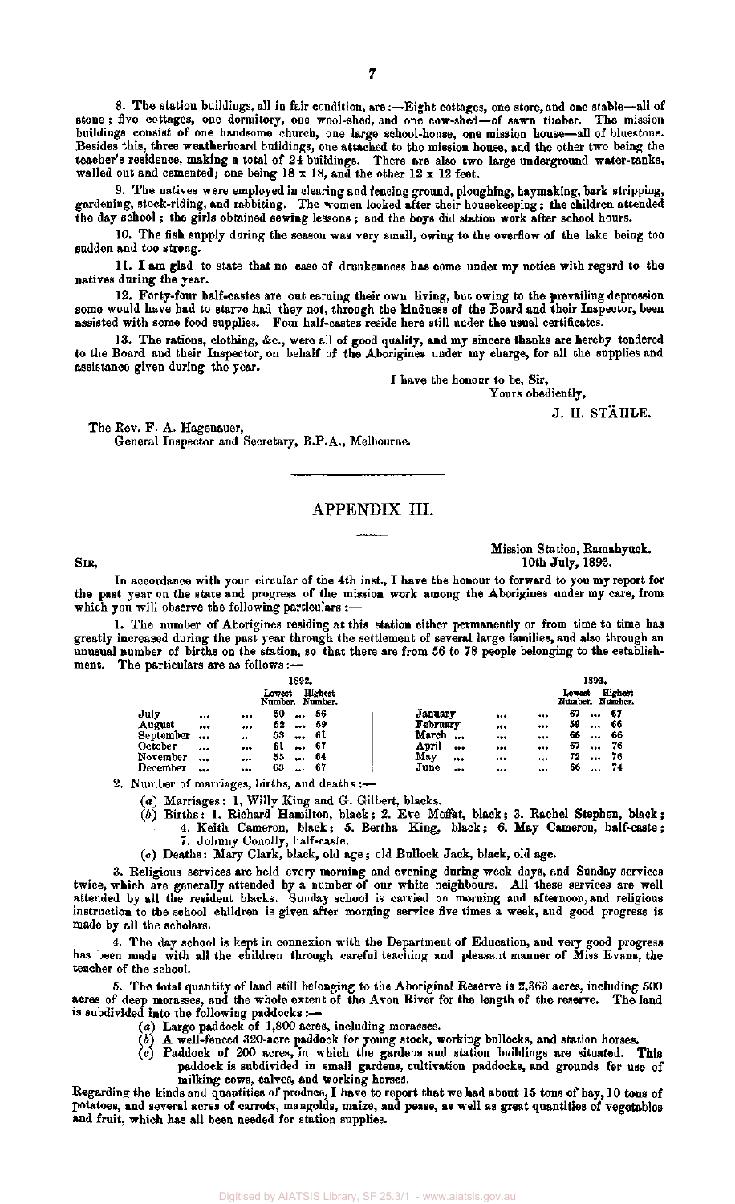8. The station buildings, all in fair condition, are:—Eight cottages, one store, and one stable—all of stone; five cottages, one dormitory, one wool-shed, and one cow-shed—of sawn timber. The mission buildings consist of one handsome church, one large school-house, one mission house—all of bluestone. Besides this, three weatherboard buildings, one attached to the mission house, and the other two being the teacher's residence, making a total of 24 buildings. There are also two large underground water-tanks, walled out and cemented; one being 18 x 18, and the other 12 x 12 feet.

9. The natives were employed in clearing and fencing ground, ploughing, haymaking, bark stripping, gardening, stock-riding, and rabbiting. The women looked after their housekeeping; the children attended the day school; the girls obtained sewing lessons; and the boys did station work after school hours.

10. The fish supply during the season was very small, owing to the overflow of the lake being too sudden and too strong.

11. I am glad to state that no case of drunkenness has come under my notice with regard to the natives during the year.

12. Forty-four half-castes are out earning their own living, but owing to the prevailing depression some would have had to starve had they not, through the kindness of the Board and their Inspector, been assisted with some food supplies. Four half-castes reside here still under the usual certificates.

13. The rations, clothing, &c., were all of good quality, and my sincere thanks are hereby tendered to the Board and their Inspector, on behalf of the Aborigines under my charge, for all the supplies and assistance given during the year.

I have the honour to be, Sir,
Yours obediently,

J. H. STÄHLE.

The Rev. F. A. Hagenauer,
General Inspector and Secretary, B.P.A., Melbourne.

## APPENDIX III.

Mission Station, Ramahyuck.
10th July, 1893.

SIR,

In accordance with your circular of the 4th inst., I have the honour to forward to you my report for the past year on the state and progress of the mission work among the Aborigines under my care, from which you will observe the following particulars:—

1. The number of Aborigines residing at this station either permanently or from time to time has greatly increased during the past year through the settlement of several large families, and also through an unusual number of births on the station, so that there are from 56 to 78 people belonging to the establishment. The particulars are as follows:—

| 1892. | Lowest Number. | Highest Number. | 1893. | Lowest Number. | Highest Number. |
|---|---|---|---|---|---|
| July | 50 | 56 | January | 67 | 67 |
| August | 52 | 59 | February | 59 | 66 |
| September | 53 | 61 | March | 66 | 66 |
| October | 61 | 67 | April | 67 | 76 |
| November | 55 | 64 | May | 72 | 76 |
| December | 63 | 67 | June | 66 | 74 |

2. Number of marriages, births, and deaths:—

(a) Marriages: 1, Willy King and G. Gilbert, blacks.
(b) Births: 1. Richard Hamilton, black; 2. Eve Moffat, black; 3. Rachel Stephen, black; 4. Keith Cameron, black; 5. Bertha King, black; 6. May Cameron, half-caste; 7. Johnny Conolly, half-caste.
(c) Deaths: Mary Clark, black, old age; old Bullock Jack, black, old age.

3. Religious services are held every morning and evening during week days, and Sunday services twice, which are generally attended by a number of our white neighbours. All these services are well attended by all the resident blacks. Sunday school is carried on morning and afternoon, and religious instruction to the school children is given after morning service five times a week, and good progress is made by all the scholars.

4. The day school is kept in connexion with the Department of Education, and very good progress has been made with all the children through careful teaching and pleasant manner of Miss Evans, the teacher of the school.

5. The total quantity of land still belonging to the Aboriginal Reserve is 2,363 acres, including 500 acres of deep morasses, and the whole extent of the Avon River for the length of the reserve. The land is subdivided into the following paddocks:—

(a) Large paddock of 1,800 acres, including morasses.
(b) A well-fenced 320-acre paddock for young stock, working bullocks, and station horses.
(c) Paddock of 200 acres, in which the gardens and station buildings are situated. This paddock is subdivided in small gardens, cultivation paddocks, and grounds for use of milking cows, calves, and working horses.

Regarding the kinds and quantities of produce, I have to report that we had about 15 tons of hay, 10 tons of potatoes, and several acres of carrots, mangolds, maize, and pease, as well as great quantities of vegetables and fruit, which has all been needed for station supplies.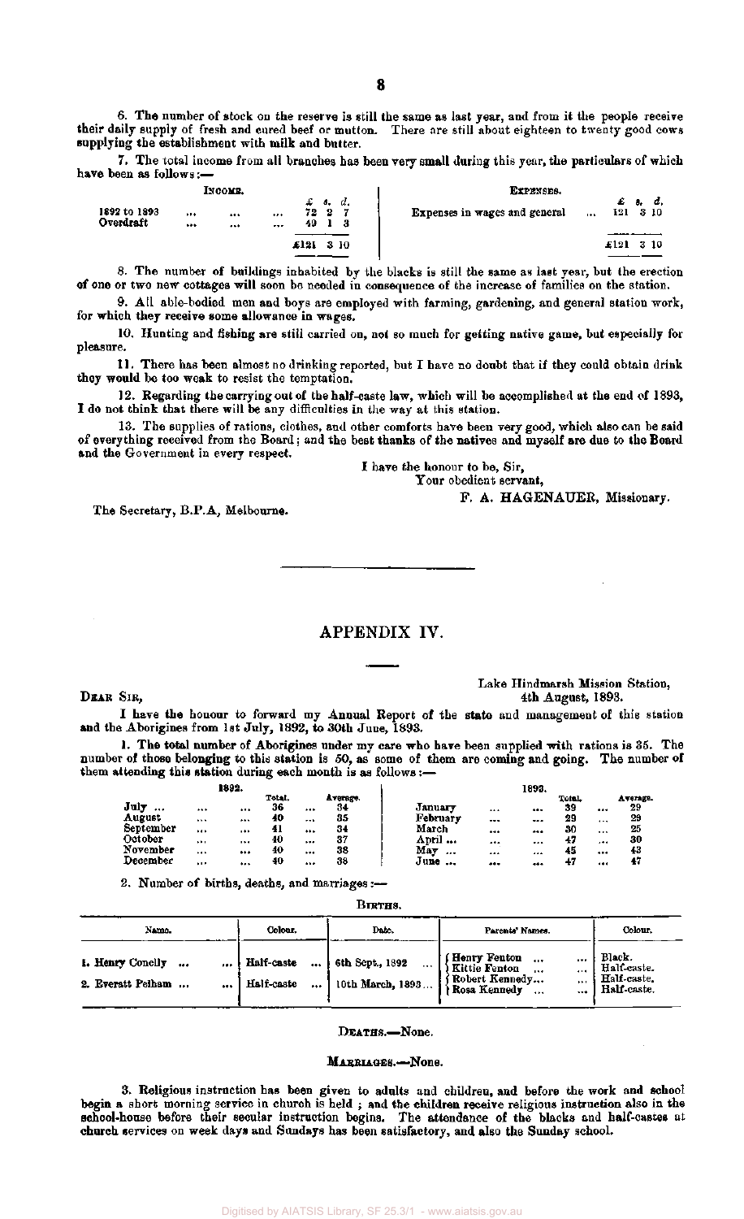6. The number of stock on the reserve is still the same as last year, and from it the people receive their daily supply of fresh and cured beef or mutton. There are still about eighteen to twenty good cows supplying the establishment with milk and butter.

7. The total income from all branches has been very small during this year, the particulars of which have been as follows:—

| Income. | £ s. d. | Expenses. | £ s. d. |
|---|---|---|---|
| 1892 to 1893 ... ... ... | 72 2 7 | Expenses in wages and general ... | 121 3 10 |
| Overdraft ... ... ... | 49 1 3 | | |
| | £121 3 10 | | £121 3 10 |

8. The number of buildings inhabited by the blacks is still the same as last year, but the erection of one or two new cottages will soon be needed in consequence of the increase of families on the station.

9. All able-bodied men and boys are employed with farming, gardening, and general station work, for which they receive some allowance in wages.

10. Hunting and fishing are still carried on, not so much for getting native game, but especially for pleasure.

11. There has been almost no drinking reported, but I have no doubt that if they could obtain drink they would be too weak to resist the temptation.

12. Regarding the carrying out of the half-caste law, which will be accomplished at the end of 1893, I do not think that there will be any difficulties in the way at this station.

13. The supplies of rations, clothes, and other comforts have been very good, which also can be said of everything received from the Board; and the best thanks of the natives and myself are due to the Board and the Government in every respect.

I have the honour to be, Sir,
Your obedient servant,
F. A. HAGENAUER, Missionary.

The Secretary, B.P.A, Melbourne.

---

# APPENDIX IV.

Lake Hindmarsh Mission Station,
4th August, 1893.

Dear Sir,

I have the honour to forward my Annual Report of the state and management of this station and the Aborigines from 1st July, 1892, to 30th June, 1893.

1. The total number of Aborigines under my care who have been supplied with rations is 35. The number of those belonging to this station is 50, as some of them are coming and going. The number of them attending this station during each month is as follows:—

| 1892. | Total. | Average. | 1893. | Total. | Average. |
|---|---|---|---|---|---|
| July ... | 36 | 34 | January | 39 | 29 |
| August | 40 | 35 | February | 29 | 29 |
| September | 41 | 34 | March | 30 | 25 |
| October | 40 | 37 | April ... | 47 | 30 |
| November | 40 | 38 | May ... | 45 | 43 |
| December | 40 | 38 | June ... | 47 | 47 |

2. Number of births, deaths, and marriages:—

BIRTHS.

| Name. | Colour. | Date. | Parents' Names. | Colour. |
|---|---|---|---|---|
| 1. Henry Conelly ... | Half-caste | 6th Sept., 1892 | Henry Fenton ... / Kittie Fenton ... | Black. / Half-caste. |
| 2. Everatt Pelham ... | Half-caste | 10th March, 1893... | Robert Kennedy... / Rosa Kennedy ... | Half-caste. / Half-caste. |

DEATHS.—None.

MARRIAGES.—None.

3. Religious instruction has been given to adults and children, and before the work and school begin a short morning service in church is held; and the children receive religious instruction also in the school-house before their secular instruction begins. The attendance of the blacks and half-castes at church services on week days and Sundays has been satisfactory, and also the Sunday school.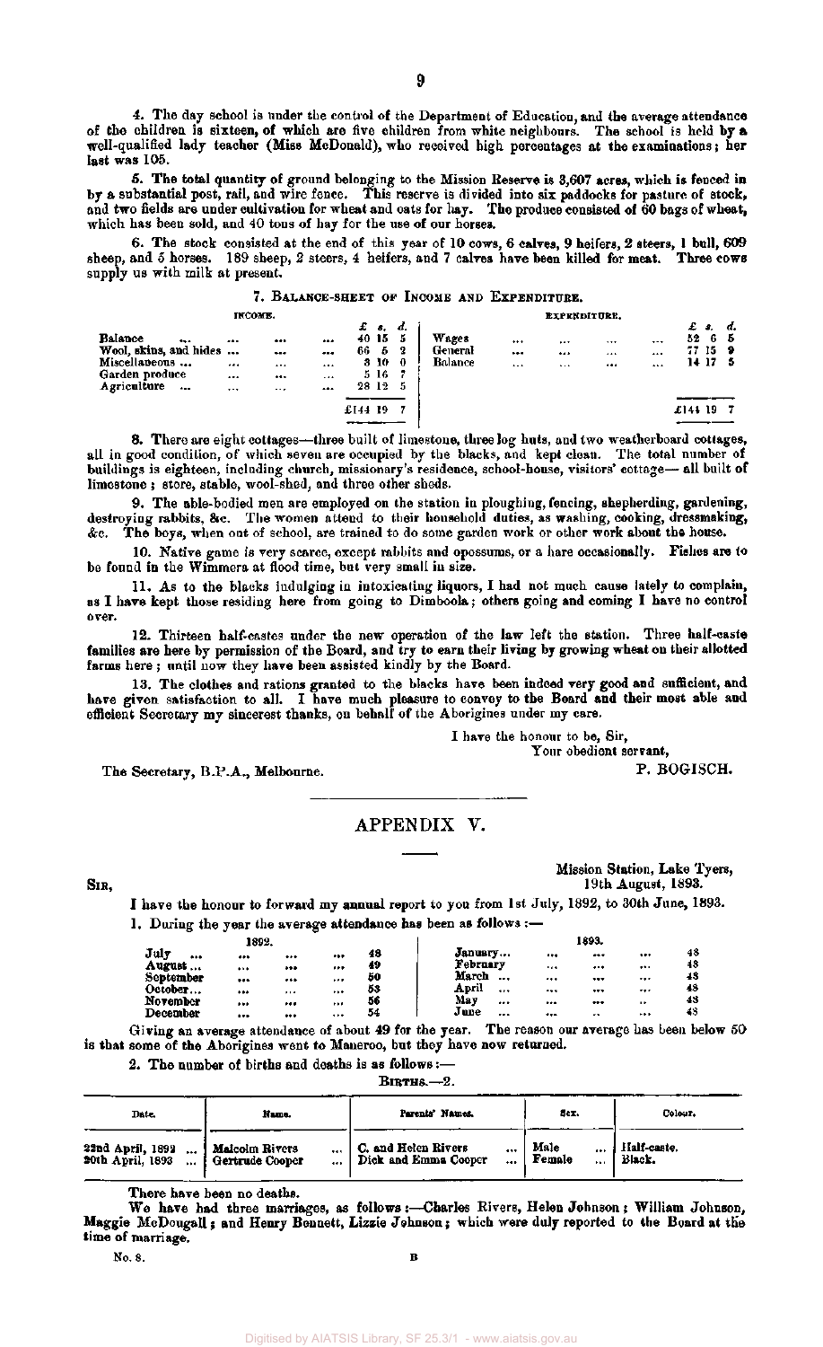4. The day school is under the control of the Department of Education, and the average attendance of the children is sixteen, of which are five children from white neighbours. The school is held by a well-qualified lady teacher (Miss McDonald), who received high percentages at the examinations; her last was 105.

5. The total quantity of ground belonging to the Mission Reserve is 3,607 acres, which is fenced in by a substantial post, rail, and wire fence. This reserve is divided into six paddocks for pasture of stock, and two fields are under cultivation for wheat and oats for hay. The produce consisted of 60 bags of wheat, which has been sold, and 40 tons of hay for the use of our horses.

6. The stock consisted at the end of this year of 10 cows, 6 calves, 9 heifers, 2 steers, 1 bull, 609 sheep, and 5 horses. 189 sheep, 2 steers, 4 heifers, and 7 calves have been killed for meat. Three cows supply us with milk at present.

7. Balance-sheet of Income and Expenditure.

| Income. | £ s. d. | Expenditure. | £ s. d. |
|---|---|---|---|
| Balance ... | 40 15 5 | Wages ... | 52 6 5 |
| Wool, skins, and hides ... | 66 5 3 | General ... | 77 15 9 |
| Miscellaneous ... | 3 10 0 | Balance ... | 14 17 5 |
| Garden produce ... | 5 16 7 | | |
| Agriculture ... | 28 12 5 | | |
| | £144 19 7 | | £144 19 7 |

8. There are eight cottages—three built of limestone, three log huts, and two weatherboard cottages, all in good condition, of which seven are occupied by the blacks, and kept clean. The total number of buildings is eighteen, including church, missionary's residence, school-house, visitors' cottage— all built of limestone; store, stable, wool-shed, and three other sheds.

9. The able-bodied men are employed on the station in ploughing, fencing, shepherding, gardening, destroying rabbits, &c. The women attend to their household duties, as washing, cooking, dressmaking, &c. The boys, when out of school, are trained to do some garden work or other work about the house.

10. Native game is very scarce, except rabbits and opossums, or a hare occasionally. Fishes are to be found in the Wimmera at flood time, but very small in size.

11. As to the blacks indulging in intoxicating liquors, I had not much cause lately to complain, as I have kept those residing here from going to Dimboola; others going and coming I have no control over.

12. Thirteen half-castes under the new operation of the law left the station. Three half-caste families are here by permission of the Board, and try to earn their living by growing wheat on their allotted farms here; until now they have been assisted kindly by the Board.

13. The clothes and rations granted to the blacks have been indeed very good and sufficient, and have given satisfaction to all. I have much pleasure to convey to the Board and their most able and efficient Secretary my sincerest thanks, on behalf of the Aborigines under my care.

I have the honour to be, Sir,
Your obedient servant,
P. BOGISCH.

The Secretary, B.P.A., Melbourne.

# APPENDIX V.

Mission Station, Lake Tyers,
19th August, 1893.

Sir,

I have the honour to forward my annual report to you from 1st July, 1892, to 30th June, 1893.

1. During the year the average attendance has been as follows:—

| 1892. | | 1893. | |
|---|---|---|---|
| July ... | 48 | January... | 48 |
| August ... | 49 | February ... | 48 |
| September ... | 50 | March ... | 48 |
| October... | 53 | April ... | 48 |
| November ... | 56 | May ... | 48 |
| December ... | 54 | June ... | 48 |

Giving an average attendance of about 49 for the year. The reason our average has been below 50 is that some of the Aborigines went to Maneroo, but they have now returned.

2. The number of births and deaths is as follows:—

Births.—2.

| Date. | Name. | Parents' Names. | Sex. | Colour. |
|---|---|---|---|---|
| 22nd April, 1892 ... | Malcolm Rivers ... | C. and Helen Rivers ... | Male ... | Half-caste. |
| 20th April, 1893 ... | Gertrude Cooper ... | Dick and Emma Cooper ... | Female ... | Black. |

There have been no deaths.

We have had three marriages, as follows:—Charles Rivers, Helen Johnson; William Johnson, Maggie McDougall; and Henry Bennett, Lizzie Johnson; which were duly reported to the Board at the time of marriage.

No. 8. B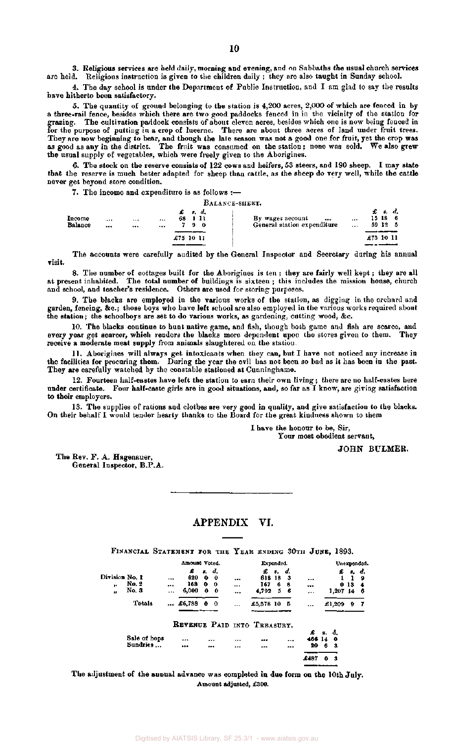3. Religious services are held daily, morning and evening, and on Sabbaths the usual church services are held. Religious instruction is given to the children daily; they are also taught in Sunday school.

4. The day school is under the Department of Public Instruction, and I am glad to say the results have hitherto been satisfactory.

5. The quantity of ground belonging to the station is 4,200 acres, 2,000 of which are fenced in by a three-rail fence, besides which there are two good paddocks fenced in in the vicinity of the station for grazing. The cultivation paddock consists of about eleven acres, besides which one is now being fenced in for the purpose of putting in a crop of lucerne. There are about three acres of land under fruit trees. They are now beginning to bear, and though the late season was not a good one for fruit, yet the crop was as good as any in the district. The fruit was consumed on the station; none was sold. We also grew the usual supply of vegetables, which were freely given to the Aborigines.

6. The stock on the reserve consists of 122 cows and heifers, 58 steers, and 190 sheep. I may state that the reserve is much better adapted for sheep than cattle, as the sheep do very well, while the cattle never get beyond store condition.

7. The income and expenditure is as follows:—

BALANCE-SHEET.

| | £ s. d. | | £ s. d. |
|---|---|---|---|
| Income ... ... ... | 68 1 11 | By wages account ... ... | 15 18 6 |
| Balance ... ... ... | 7 9 0 | General station expenditure ... | 59 12 5 |
| | £75 10 11 | | £75 10 11 |

The accounts were carefully audited by the General Inspector and Secretary during his annual visit.

8. The number of cottages built for the Aborigines is ten; they are fairly well kept; they are all at present inhabited. The total number of buildings is sixteen; this includes the mission house, church and school, and teacher's residence. Others are used for storing purposes.

9. The blacks are employed in the various works of the station, as digging in the orchard and garden, fencing, &c.; those boys who have left school are also employed in the various works required about the station; the schoolboys are set to do various works, as gardening, cutting wood, &c.

10. The blacks continue to hunt native game, and fish, though both game and fish are scarce, and every year get scarcer, which renders the blacks more dependent upon the stores given to them. They receive a moderate meat supply from animals slaughtered on the station.

11. Aborigines will always get intoxicants when they can, but I have not noticed any increase in the facilities for procuring them. During the year the evil has not been so bad as it has been in the past. They are carefully watched by the constable stationed at Cunninghame.

12. Fourteen half-castes have left the station to earn their own living; there are no half-castes here under certificate. Four half-caste girls are in good situations, and, so far as I know, are giving satisfaction to their employers.

13. The supplies of rations and clothes are very good in quality, and give satisfaction to the blacks. On their behalf I would tender hearty thanks to the Board for the great kindness shown to them

I have the honour to be, Sir,
Your most obedient servant,

JOHN BULMER.

The Rev. F. A. Hagenauer,
General Inspector, B.P.A.

---

## APPENDIX VI.

FINANCIAL STATEMENT FOR THE YEAR ENDING 30TH JUNE, 1893.

| | Amount Voted. £ s. d. | Expended. £ s. d. | Unexpended. £ s. d. |
|---|---|---|---|
| Division No. 1 ... | 620 0 0 | 618 18 3 | 1 1 9 |
| " No. 2 ... | 168 0 0 | 167 6 8 | 0 13 4 |
| " No. 3 ... | 6,000 0 0 | 4,792 5 6 | 1,207 14 6 |
| Totals ... | £6,788 0 0 | £5,578 10 5 | £1,209 9 7 |

REVENUE PAID INTO TREASURY.

| | £ s. d. |
|---|---|
| Sale of hops ... ... ... ... ... | 466 14 0 |
| Sundries ... ... ... ... ... ... | 20 6 3 |
| | £487 0 3 |

The adjustment of the annual advance was completed in due form on the 10th July.
Amount adjusted, £300.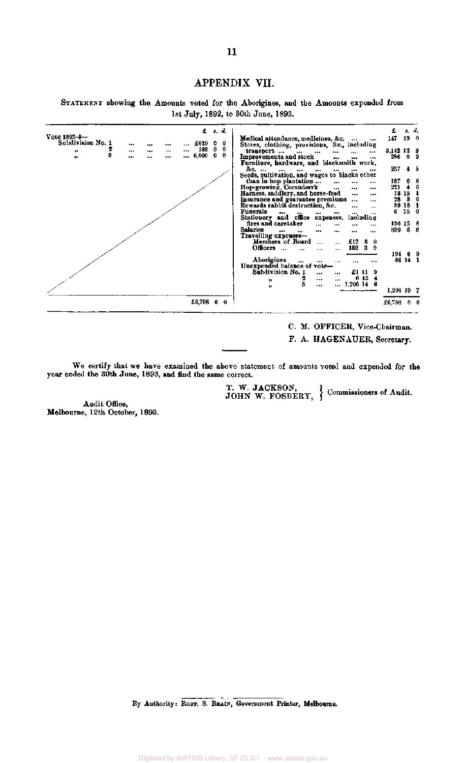## APPENDIX VII.

STATEMENT showing the Amounts voted for the Aborigines, and the Amounts expended from 1st July, 1892, to 30th June, 1893.

| | £ s. d. | | | £ s. d. |
|---|---|---|---|---|
| Vote 1892-3— | | | | |
| Subdivision No. 1 ... ... ... ... | £620 0 0 | Medical attendance, medicines, &c. ... ... | | 147 19 0 |
| " 2 ... ... ... ... | 168 0 0 | Stores, clothing, provisions, &c., including transport ... ... ... ... ... ... | | 3,142 12 3 |
| " 3 ... ... ... ... | 6,000 0 0 | Improvements and stock ... ... ... | | 286 0 9 |
| | | Furniture, hardware, and blacksmith work, &c. ... ... ... ... ... ... | | 257 4 5 |
| | | Seeds, cultivation, and wages to blacks other than in hop plantation ... ... ... ... | | 187 6 8 |
| | | Hop-growing, Coranderrk ... ... ... | | 221 4 6 |
| | | Harness, saddlery, and horse-feed ... ... | | 13 15 1 |
| | | Insurance and guarantee premiums ... ... | | 28 3 6 |
| | | Rewards rabbit destruction, &c. ... ... | | 59 16 1 |
| | | Funerals ... ... ... ... ... ... | | 6 15 0 |
| | | Stationery and office expenses, including fires and caretaker ... ... ... ... | | 136 15 8 |
| | | Salaries ... ... ... ... ... ... | | 880 6 8 |
| | | Travelling expenses— | | |
| | | Members of Board ... ... | £12 3 0 | |
| | | Officers ... ... ... ... | 182 3 9 | |
| | | | | 194 6 9 |
| | | Aborigines ... ... ... ... ... | | 86 14 1 |
| | | Unexpended balance of vote— | | |
| | | Subdivision No. 1 ... ... | £1 11 9 | |
| | | " 2 ... ... | 0 13 4 | |
| | | " 3 ... ... | 1,206 14 6 | |
| | | | | 1,208 19 7 |
| | £6,788 0 0 | | | £6,788 0 0 |

C. M. OFFICER, Vice-Chairman.

F. A. HAGENAUER, Secretary.

---

We certify that we have examined the above statement of amounts voted and expended for the year ended the 30th June, 1893, and find the same correct.

T. W. JACKSON,
JOHN W. FOSBERY, } Commissioners of Audit.

Audit Office,
Melbourne, 12th October, 1893.

By Authority: ROBT. S. BRAIN, Government Printer, Melbourne.